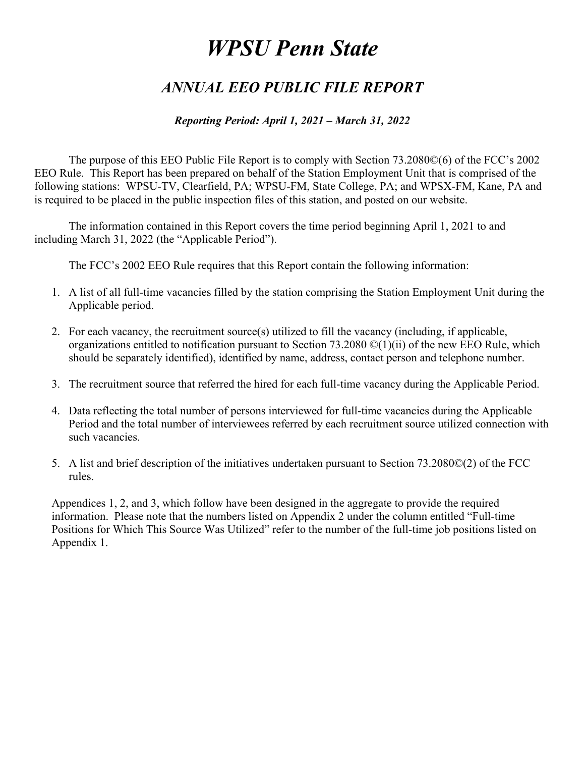# *WPSU Penn State*

## *ANNUAL EEO PUBLIC FILE REPORT*

***Reporting Period: April 1, 2021 – March 31, 2022***

The purpose of this EEO Public File Report is to comply with Section 73.2080©(6) of the FCC's 2002 EEO Rule. This Report has been prepared on behalf of the Station Employment Unit that is comprised of the following stations: WPSU-TV, Clearfield, PA; WPSU-FM, State College, PA; and WPSX-FM, Kane, PA and is required to be placed in the public inspection files of this station, and posted on our website.

The information contained in this Report covers the time period beginning April 1, 2021 to and including March 31, 2022 (the "Applicable Period").

The FCC's 2002 EEO Rule requires that this Report contain the following information:

1. A list of all full-time vacancies filled by the station comprising the Station Employment Unit during the Applicable period.
2. For each vacancy, the recruitment source(s) utilized to fill the vacancy (including, if applicable, organizations entitled to notification pursuant to Section 73.2080 ©(1)(ii) of the new EEO Rule, which should be separately identified), identified by name, address, contact person and telephone number.
3. The recruitment source that referred the hired for each full-time vacancy during the Applicable Period.
4. Data reflecting the total number of persons interviewed for full-time vacancies during the Applicable Period and the total number of interviewees referred by each recruitment source utilized connection with such vacancies.
5. A list and brief description of the initiatives undertaken pursuant to Section 73.2080©(2) of the FCC rules.

Appendices 1, 2, and 3, which follow have been designed in the aggregate to provide the required information. Please note that the numbers listed on Appendix 2 under the column entitled "Full-time Positions for Which This Source Was Utilized" refer to the number of the full-time job positions listed on Appendix 1.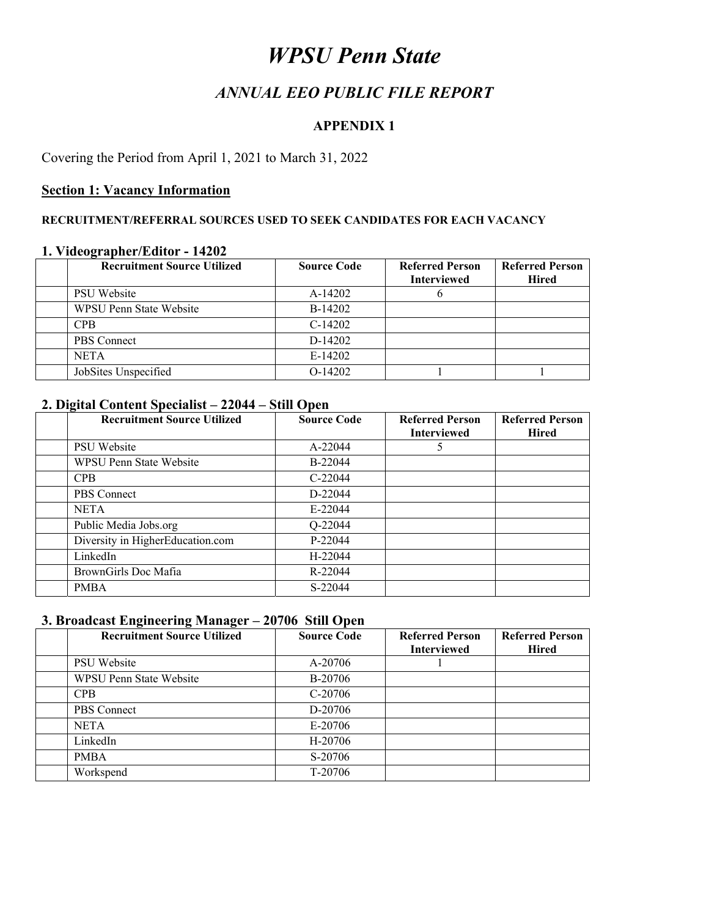# *WPSU Penn State*

## *ANNUAL EEO PUBLIC FILE REPORT*

### APPENDIX 1

Covering the Period from April 1, 2021 to March 31, 2022

## Section 1: Vacancy Information

#### RECRUITMENT/REFERRAL SOURCES USED TO SEEK CANDIDATES FOR EACH VACANCY

### 1. Videographer/Editor - 14202

| | Recruitment Source Utilized | Source Code | Referred Person Interviewed | Referred Person Hired |
|---|---|---|---|---|
| | PSU Website | A-14202 | 6 | |
| | WPSU Penn State Website | B-14202 | | |
| | CPB | C-14202 | | |
| | PBS Connect | D-14202 | | |
| | NETA | E-14202 | | |
| | JobSites Unspecified | O-14202 | 1 | 1 |

### 2. Digital Content Specialist – 22044 – Still Open

| | Recruitment Source Utilized | Source Code | Referred Person Interviewed | Referred Person Hired |
|---|---|---|---|---|
| | PSU Website | A-22044 | 5 | |
| | WPSU Penn State Website | B-22044 | | |
| | CPB | C-22044 | | |
| | PBS Connect | D-22044 | | |
| | NETA | E-22044 | | |
| | Public Media Jobs.org | Q-22044 | | |
| | Diversity in HigherEducation.com | P-22044 | | |
| | LinkedIn | H-22044 | | |
| | BrownGirls Doc Mafia | R-22044 | | |
| | PMBA | S-22044 | | |

### 3. Broadcast Engineering Manager – 20706 Still Open

| | Recruitment Source Utilized | Source Code | Referred Person Interviewed | Referred Person Hired |
|---|---|---|---|---|
| | PSU Website | A-20706 | 1 | |
| | WPSU Penn State Website | B-20706 | | |
| | CPB | C-20706 | | |
| | PBS Connect | D-20706 | | |
| | NETA | E-20706 | | |
| | LinkedIn | H-20706 | | |
| | PMBA | S-20706 | | |
| | Workspend | T-20706 | | |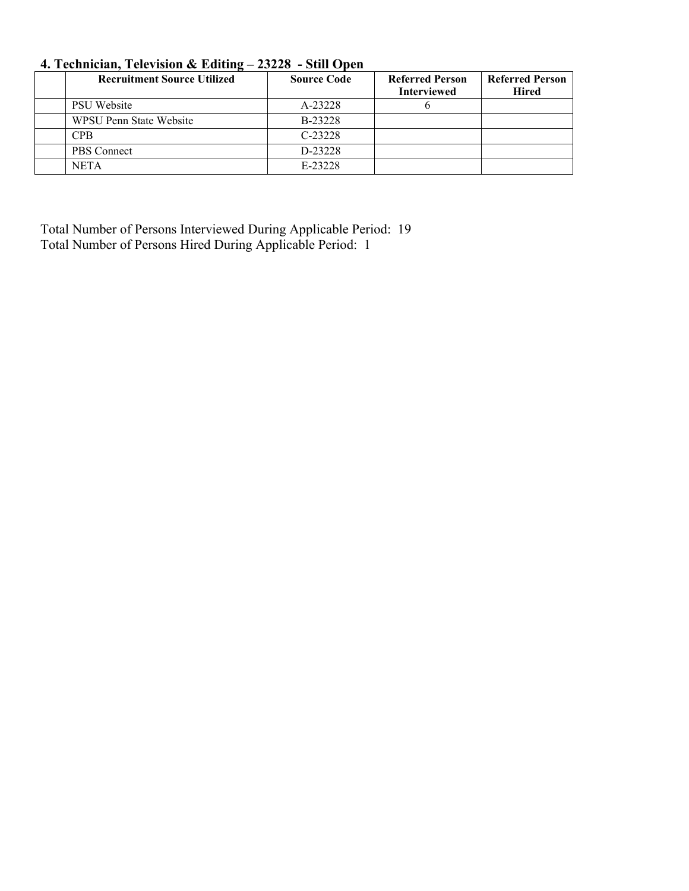## 4. Technician, Television & Editing – 23228 - Still Open

| | Recruitment Source Utilized | Source Code | Referred Person Interviewed | Referred Person Hired |
|---|---|---|---|---|
| | PSU Website | A-23228 | 6 | |
| | WPSU Penn State Website | B-23228 | | |
| | CPB | C-23228 | | |
| | PBS Connect | D-23228 | | |
| | NETA | E-23228 | | |

Total Number of Persons Interviewed During Applicable Period: 19
Total Number of Persons Hired During Applicable Period: 1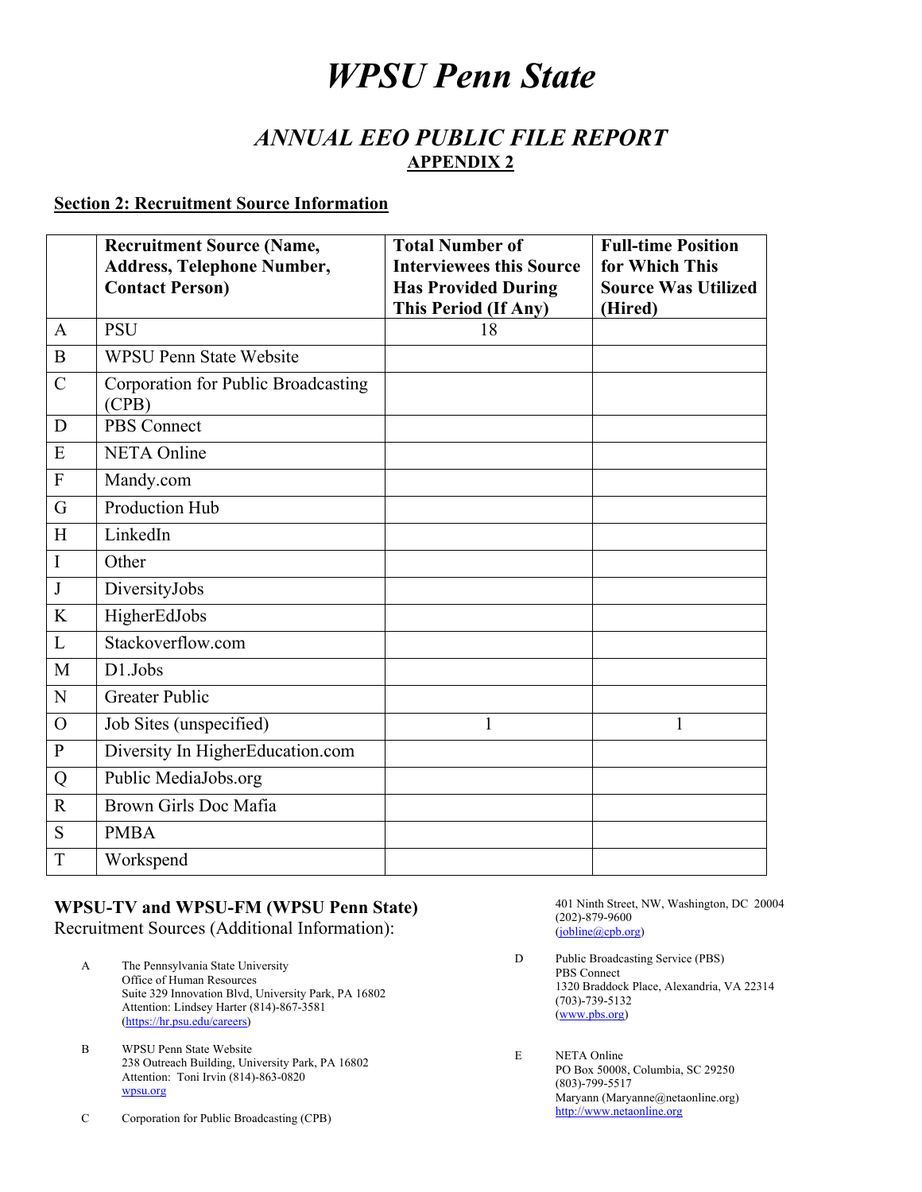# *WPSU Penn State*

## *ANNUAL EEO PUBLIC FILE REPORT*

**APPENDIX 2**

**Section 2: Recruitment Source Information**

| | Recruitment Source (Name, Address, Telephone Number, Contact Person) | Total Number of Interviewees this Source Has Provided During This Period (If Any) | Full-time Position for Which This Source Was Utilized (Hired) |
|---|---|---|---|
| A | PSU | 18 | |
| B | WPSU Penn State Website | | |
| C | Corporation for Public Broadcasting (CPB) | | |
| D | PBS Connect | | |
| E | NETA Online | | |
| F | Mandy.com | | |
| G | Production Hub | | |
| H | LinkedIn | | |
| I | Other | | |
| J | DiversityJobs | | |
| K | HigherEdJobs | | |
| L | Stackoverflow.com | | |
| M | D1.Jobs | | |
| N | Greater Public | | |
| O | Job Sites (unspecified) | 1 | 1 |
| P | Diversity In HigherEducation.com | | |
| Q | Public MediaJobs.org | | |
| R | Brown Girls Doc Mafia | | |
| S | PMBA | | |
| T | Workspend | | |

**WPSU-TV and WPSU-FM (WPSU Penn State)**
Recruitment Sources (Additional Information):

A The Pennsylvania State University
Office of Human Resources
Suite 329 Innovation Blvd, University Park, PA 16802
Attention: Lindsey Harter (814)-867-3581
(https://hr.psu.edu/careers)

B WPSU Penn State Website
238 Outreach Building, University Park, PA 16802
Attention: Toni Irvin (814)-863-0820
wpsu.org

C Corporation for Public Broadcasting (CPB)
401 Ninth Street, NW, Washington, DC 20004
(202)-879-9600
(jobline@cpb.org)

D Public Broadcasting Service (PBS)
PBS Connect
1320 Braddock Place, Alexandria, VA 22314
(703)-739-5132
(www.pbs.org)

E NETA Online
PO Box 50008, Columbia, SC 29250
(803)-799-5517
Maryann (Maryanne@netaonline.org)
http://www.netaonline.org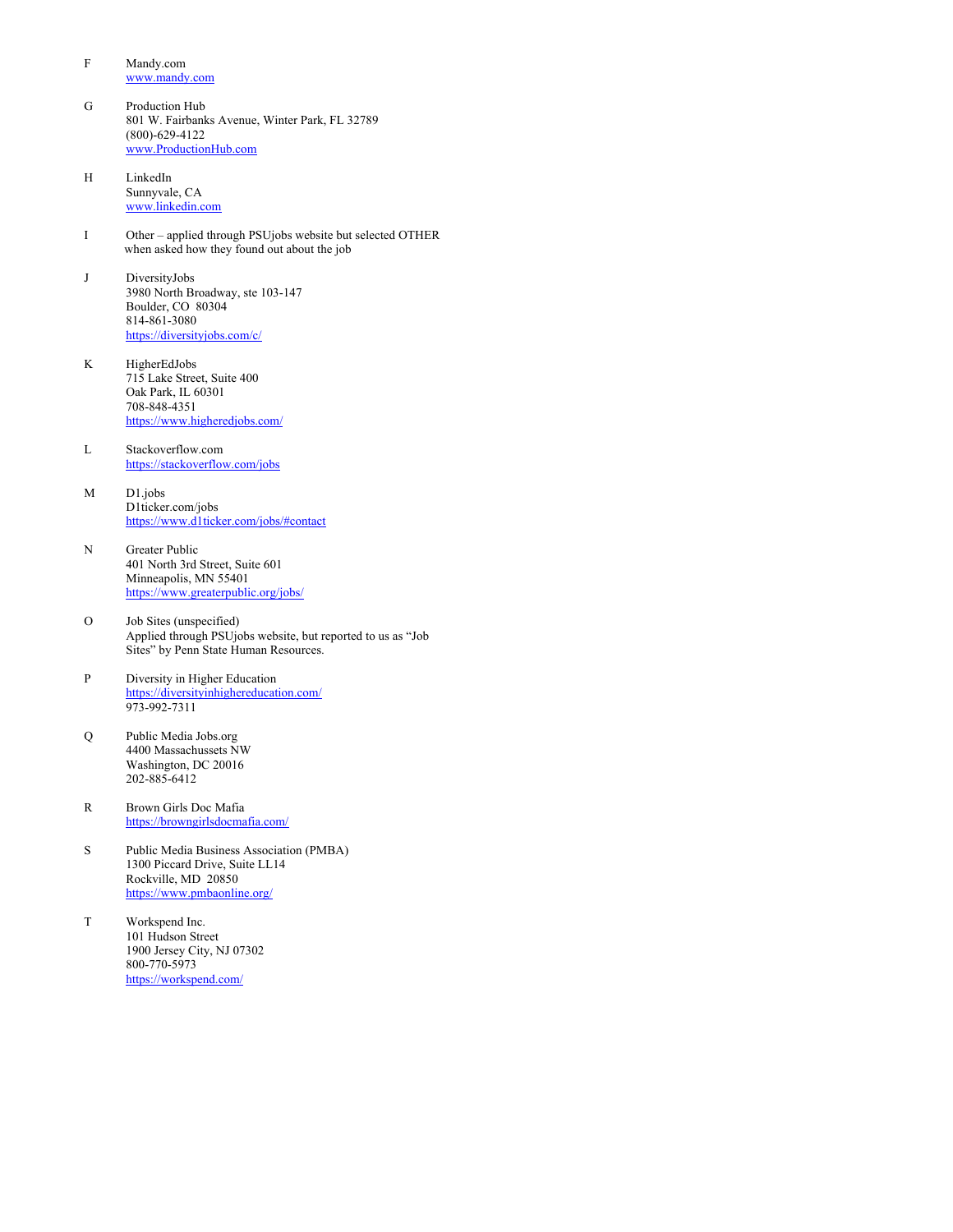F Mandy.com
www.mandy.com

G Production Hub
801 W. Fairbanks Avenue, Winter Park, FL 32789
(800)-629-4122
www.ProductionHub.com

H LinkedIn
Sunnyvale, CA
www.linkedin.com

I Other – applied through PSUjobs website but selected OTHER when asked how they found out about the job

J DiversityJobs
3980 North Broadway, ste 103-147
Boulder, CO 80304
814-861-3080
https://diversityjobs.com/c/

K HigherEdJobs
715 Lake Street, Suite 400
Oak Park, IL 60301
708-848-4351
https://www.higheredjobs.com/

L Stackoverflow.com
https://stackoverflow.com/jobs

M D1.jobs
D1ticker.com/jobs
https://www.d1ticker.com/jobs/#contact

N Greater Public
401 North 3rd Street, Suite 601
Minneapolis, MN 55401
https://www.greaterpublic.org/jobs/

O Job Sites (unspecified)
Applied through PSUjobs website, but reported to us as "Job Sites" by Penn State Human Resources.

P Diversity in Higher Education
https://diversityinhighereducation.com/
973-992-7311

Q Public Media Jobs.org
4400 Massachussets NW
Washington, DC 20016
202-885-6412

R Brown Girls Doc Mafia
https://browngirlsdocmafia.com/

S Public Media Business Association (PMBA)
1300 Piccard Drive, Suite LL14
Rockville, MD 20850
https://www.pmbaonline.org/

T Workspend Inc.
101 Hudson Street
1900 Jersey City, NJ 07302
800-770-5973
https://workspend.com/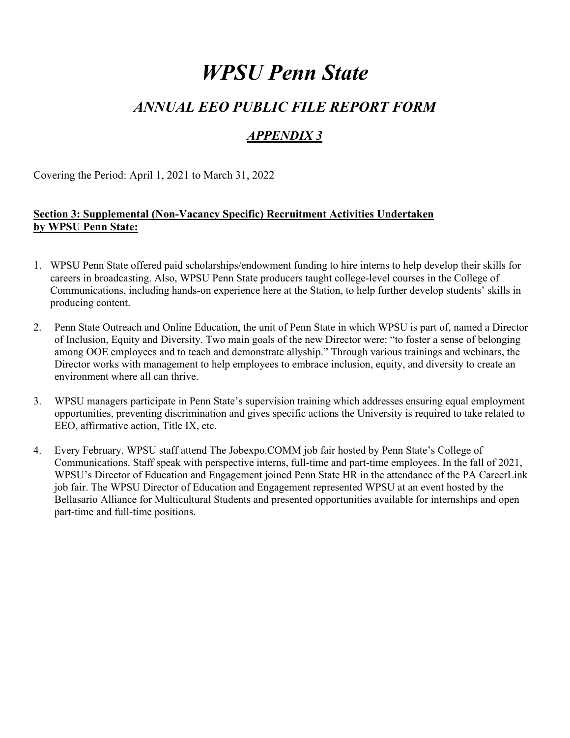# *WPSU Penn State*

## *ANNUAL EEO PUBLIC FILE REPORT FORM*

### *APPENDIX 3*

Covering the Period: April 1, 2021 to March 31, 2022

**Section 3: Supplemental (Non-Vacancy Specific) Recruitment Activities Undertaken by WPSU Penn State:**

1. WPSU Penn State offered paid scholarships/endowment funding to hire interns to help develop their skills for careers in broadcasting. Also, WPSU Penn State producers taught college-level courses in the College of Communications, including hands-on experience here at the Station, to help further develop students' skills in producing content.

2. Penn State Outreach and Online Education, the unit of Penn State in which WPSU is part of, named a Director of Inclusion, Equity and Diversity. Two main goals of the new Director were: "to foster a sense of belonging among OOE employees and to teach and demonstrate allyship." Through various trainings and webinars, the Director works with management to help employees to embrace inclusion, equity, and diversity to create an environment where all can thrive.

3. WPSU managers participate in Penn State's supervision training which addresses ensuring equal employment opportunities, preventing discrimination and gives specific actions the University is required to take related to EEO, affirmative action, Title IX, etc.

4. Every February, WPSU staff attend The Jobexpo.COMM job fair hosted by Penn State's College of Communications. Staff speak with perspective interns, full-time and part-time employees. In the fall of 2021, WPSU's Director of Education and Engagement joined Penn State HR in the attendance of the PA CareerLink job fair. The WPSU Director of Education and Engagement represented WPSU at an event hosted by the Bellasario Alliance for Multicultural Students and presented opportunities available for internships and open part-time and full-time positions.